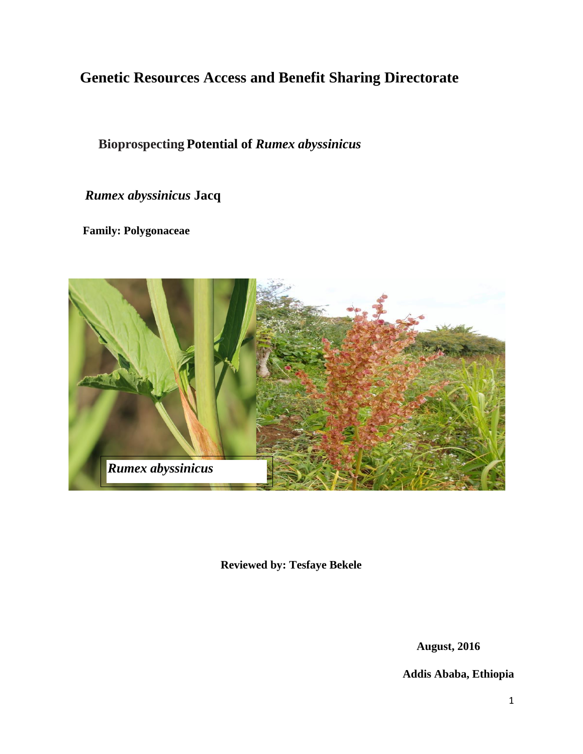# Genetic Resources Access and Benefit Sharing Directorate

## Bioprospecting Potential of *Rumex abyssinicus*

***Rumex abyssinicus* Jacq**

**Family: Polygonaceae**

***Rumex abyssinicus***

**Reviewed by: Tesfaye Bekele**

**August, 2016**

**Addis Ababa, Ethiopia**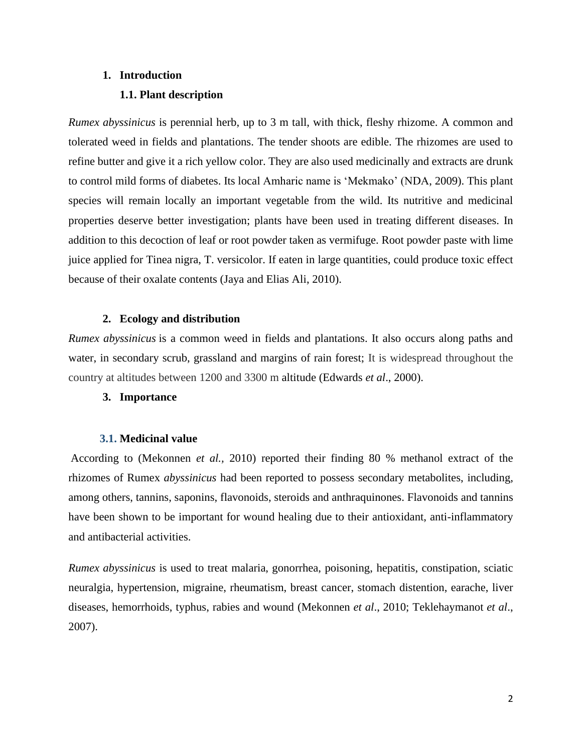# 1. Introduction

## 1.1. Plant description

*Rumex abyssinicus* is perennial herb, up to 3 m tall, with thick, fleshy rhizome. A common and tolerated weed in fields and plantations. The tender shoots are edible. The rhizomes are used to refine butter and give it a rich yellow color. They are also used medicinally and extracts are drunk to control mild forms of diabetes. Its local Amharic name is 'Mekmako' (NDA, 2009). This plant species will remain locally an important vegetable from the wild. Its nutritive and medicinal properties deserve better investigation; plants have been used in treating different diseases. In addition to this decoction of leaf or root powder taken as vermifuge. Root powder paste with lime juice applied for Tinea nigra, T. versicolor. If eaten in large quantities, could produce toxic effect because of their oxalate contents (Jaya and Elias Ali, 2010).

# 2. Ecology and distribution

*Rumex abyssinicus* is a common weed in fields and plantations. It also occurs along paths and water, in secondary scrub, grassland and margins of rain forest; It is widespread throughout the country at altitudes between 1200 and 3300 m altitude (Edwards *et al*., 2000).

# 3. Importance

## 3.1. Medicinal value

According to (Mekonnen *et al.*, 2010) reported their finding 80 % methanol extract of the rhizomes of Rumex *abyssinicus* had been reported to possess secondary metabolites, including, among others, tannins, saponins, flavonoids, steroids and anthraquinones. Flavonoids and tannins have been shown to be important for wound healing due to their antioxidant, anti-inflammatory and antibacterial activities.

*Rumex abyssinicus* is used to treat malaria, gonorrhea, poisoning, hepatitis, constipation, sciatic neuralgia, hypertension, migraine, rheumatism, breast cancer, stomach distention, earache, liver diseases, hemorrhoids, typhus, rabies and wound (Mekonnen *et al*., 2010; Teklehaymanot *et al*., 2007).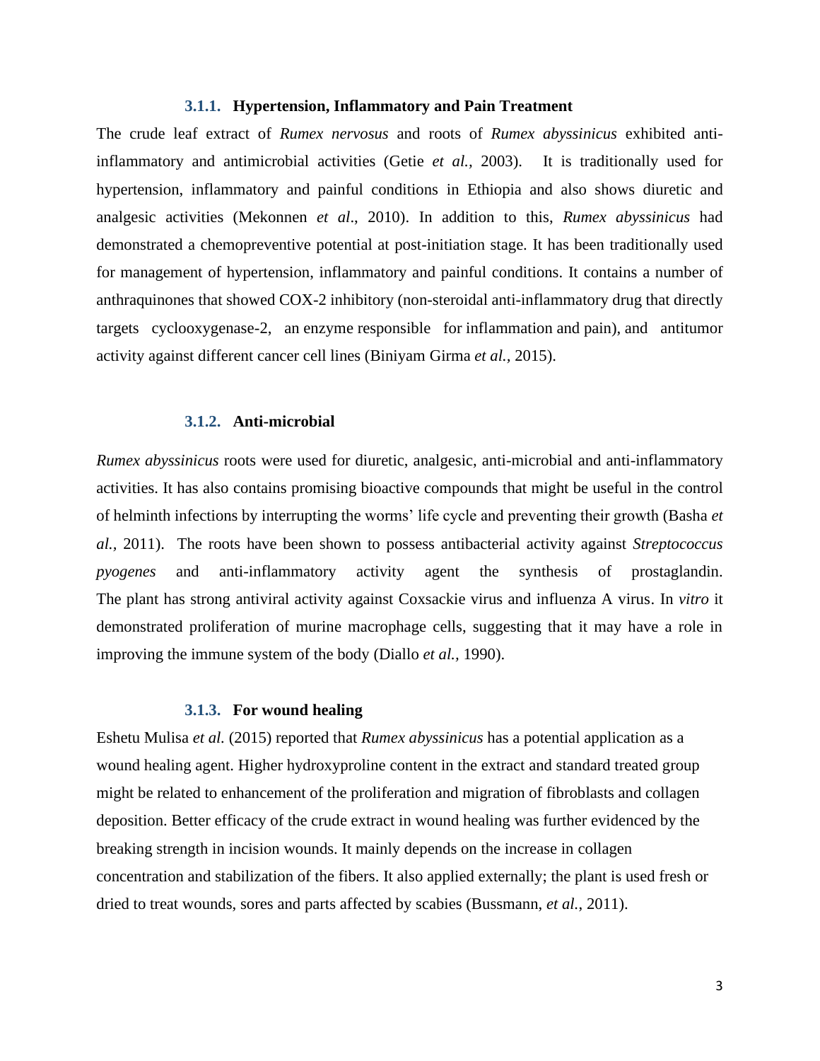### 3.1.1. Hypertension, Inflammatory and Pain Treatment

The crude leaf extract of *Rumex nervosus* and roots of *Rumex abyssinicus* exhibited anti-inflammatory and antimicrobial activities (Getie *et al.,* 2003). It is traditionally used for hypertension, inflammatory and painful conditions in Ethiopia and also shows diuretic and analgesic activities (Mekonnen *et al*., 2010). In addition to this, *Rumex abyssinicus* had demonstrated a chemopreventive potential at post-initiation stage. It has been traditionally used for management of hypertension, inflammatory and painful conditions. It contains a number of anthraquinones that showed COX-2 inhibitory (non-steroidal anti-inflammatory drug that directly targets cyclooxygenase-2, an enzyme responsible for inflammation and pain), and antitumor activity against different cancer cell lines (Biniyam Girma *et al.*, 2015).

### 3.1.2. Anti-microbial

*Rumex abyssinicus* roots were used for diuretic, analgesic, anti-microbial and anti-inflammatory activities. It has also contains promising bioactive compounds that might be useful in the control of helminth infections by interrupting the worms' life cycle and preventing their growth (Basha *et al.*, 2011). The roots have been shown to possess antibacterial activity against *Streptococcus pyogenes* and anti-inflammatory activity agent the synthesis of prostaglandin. The plant has strong antiviral activity against Coxsackie virus and influenza A virus. In *vitro* it demonstrated proliferation of murine macrophage cells, suggesting that it may have a role in improving the immune system of the body (Diallo *et al.,* 1990).

### 3.1.3. For wound healing

Eshetu Mulisa *et al.* (2015) reported that *Rumex abyssinicus* has a potential application as a wound healing agent. Higher hydroxyproline content in the extract and standard treated group might be related to enhancement of the proliferation and migration of fibroblasts and collagen deposition. Better efficacy of the crude extract in wound healing was further evidenced by the breaking strength in incision wounds. It mainly depends on the increase in collagen concentration and stabilization of the fibers. It also applied externally; the plant is used fresh or dried to treat wounds, sores and parts affected by scabies (Bussmann, *et al.*, 2011).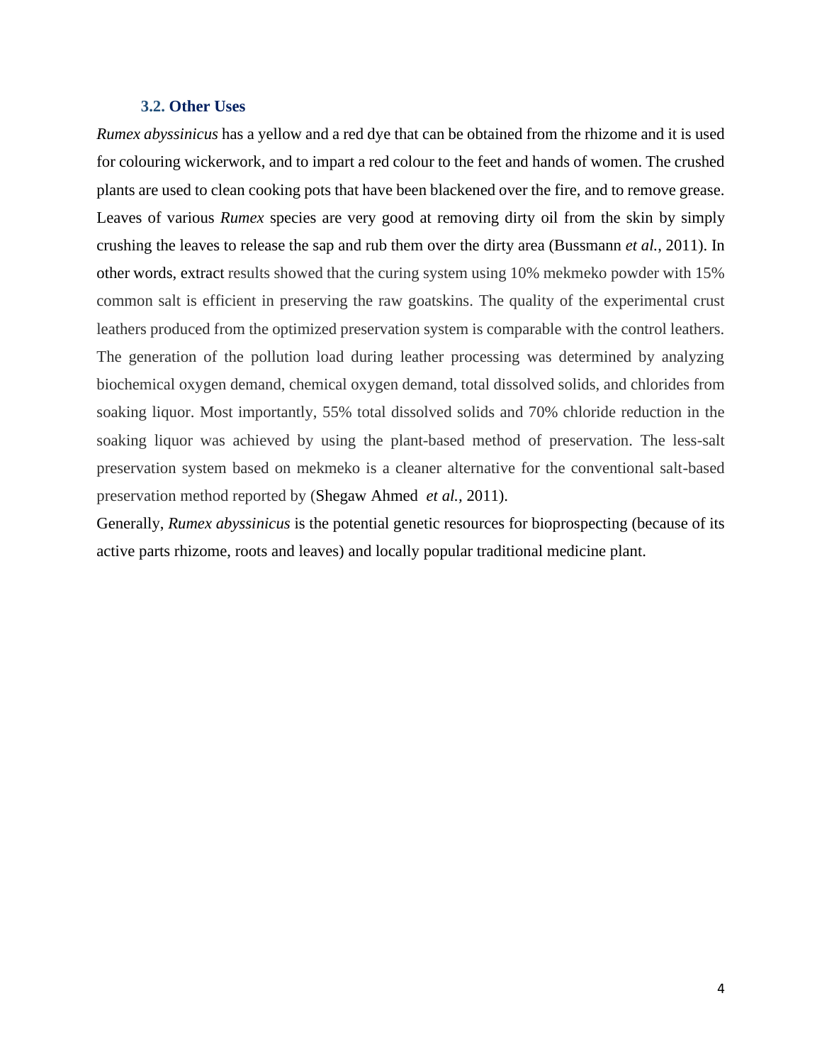### 3.2. Other Uses

*Rumex abyssinicus* has a yellow and a red dye that can be obtained from the rhizome and it is used for colouring wickerwork, and to impart a red colour to the feet and hands of women. The crushed plants are used to clean cooking pots that have been blackened over the fire, and to remove grease. Leaves of various *Rumex* species are very good at removing dirty oil from the skin by simply crushing the leaves to release the sap and rub them over the dirty area (Bussmann *et al.*, 2011). In other words, extract results showed that the curing system using 10% mekmeko powder with 15% common salt is efficient in preserving the raw goatskins. The quality of the experimental crust leathers produced from the optimized preservation system is comparable with the control leathers. The generation of the pollution load during leather processing was determined by analyzing biochemical oxygen demand, chemical oxygen demand, total dissolved solids, and chlorides from soaking liquor. Most importantly, 55% total dissolved solids and 70% chloride reduction in the soaking liquor was achieved by using the plant-based method of preservation. The less-salt preservation system based on mekmeko is a cleaner alternative for the conventional salt-based preservation method reported by (Shegaw Ahmed *et al.*, 2011).

Generally, *Rumex abyssinicus* is the potential genetic resources for bioprospecting (because of its active parts rhizome, roots and leaves) and locally popular traditional medicine plant.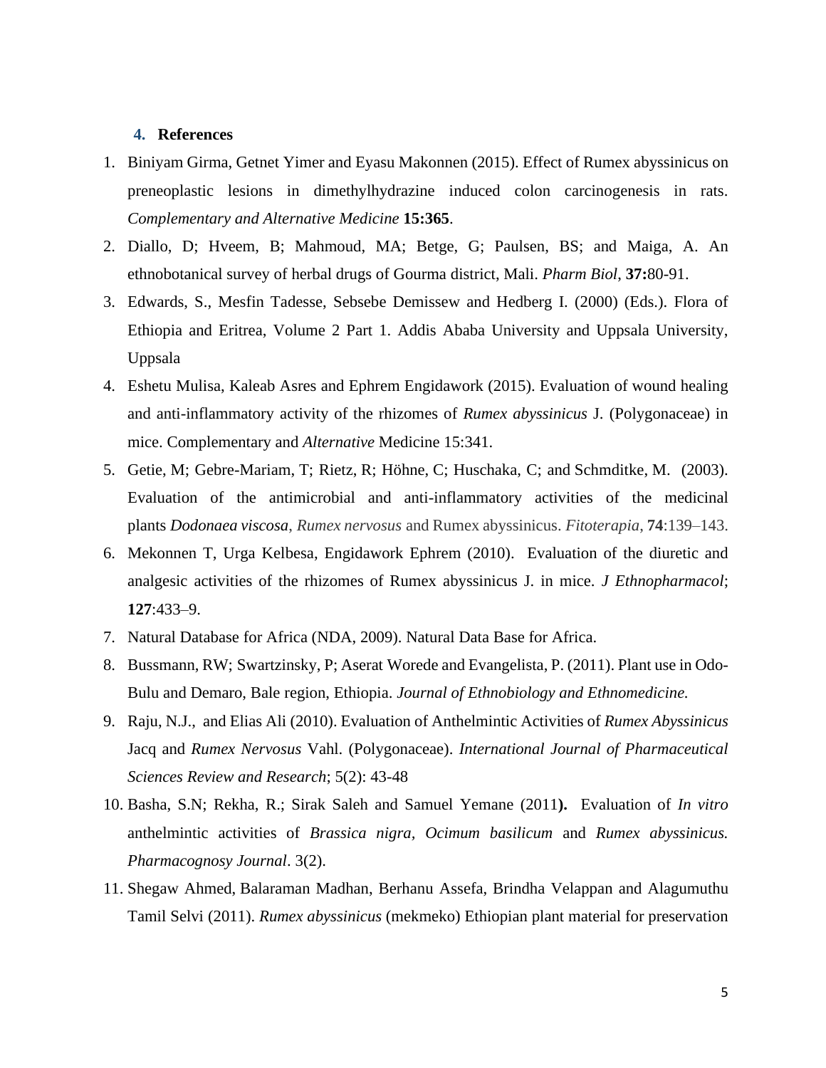## 4. References

1. Biniyam Girma, Getnet Yimer and Eyasu Makonnen (2015). Effect of Rumex abyssinicus on preneoplastic lesions in dimethylhydrazine induced colon carcinogenesis in rats. *Complementary and Alternative Medicine* **15:365**.
2. Diallo, D; Hveem, B; Mahmoud, MA; Betge, G; Paulsen, BS; and Maiga, A. An ethnobotanical survey of herbal drugs of Gourma district, Mali. *Pharm Biol*, **37:**80-91.
3. Edwards, S., Mesfin Tadesse, Sebsebe Demissew and Hedberg I. (2000) (Eds.). Flora of Ethiopia and Eritrea, Volume 2 Part 1. Addis Ababa University and Uppsala University, Uppsala
4. Eshetu Mulisa, Kaleab Asres and Ephrem Engidawork (2015). Evaluation of wound healing and anti-inflammatory activity of the rhizomes of *Rumex abyssinicus* J. (Polygonaceae) in mice. Complementary and *Alternative* Medicine 15:341.
5. Getie, M; Gebre-Mariam, T; Rietz, R; Höhne, C; Huschaka, C; and Schmditke, M. (2003). Evaluation of the antimicrobial and anti-inflammatory activities of the medicinal plants *Dodonaea viscosa*, *Rumex nervosus* and Rumex abyssinicus. *Fitoterapia*, **74**:139–143.
6. Mekonnen T, Urga Kelbesa, Engidawork Ephrem (2010). Evaluation of the diuretic and analgesic activities of the rhizomes of Rumex abyssinicus J. in mice. *J Ethnopharmacol*; **127**:433–9.
7. Natural Database for Africa (NDA, 2009). Natural Data Base for Africa.
8. Bussmann, RW; Swartzinsky, P; Aserat Worede and Evangelista, P. (2011). Plant use in Odo-Bulu and Demaro, Bale region, Ethiopia. *Journal of Ethnobiology and Ethnomedicine.*
9. Raju, N.J., and Elias Ali (2010). Evaluation of Anthelmintic Activities of *Rumex Abyssinicus* Jacq and *Rumex Nervosus* Vahl. (Polygonaceae). *International Journal of Pharmaceutical Sciences Review and Research*; 5(2): 43-48
10. Basha, S.N; Rekha, R.; Sirak Saleh and Samuel Yemane (2011**).** Evaluation of *In vitro* anthelmintic activities of *Brassica nigra, Ocimum basilicum* and *Rumex abyssinicus. Pharmacognosy Journal*. 3(2).
11. Shegaw Ahmed, Balaraman Madhan, Berhanu Assefa, Brindha Velappan and Alagumuthu Tamil Selvi (2011). *Rumex abyssinicus* (mekmeko) Ethiopian plant material for preservation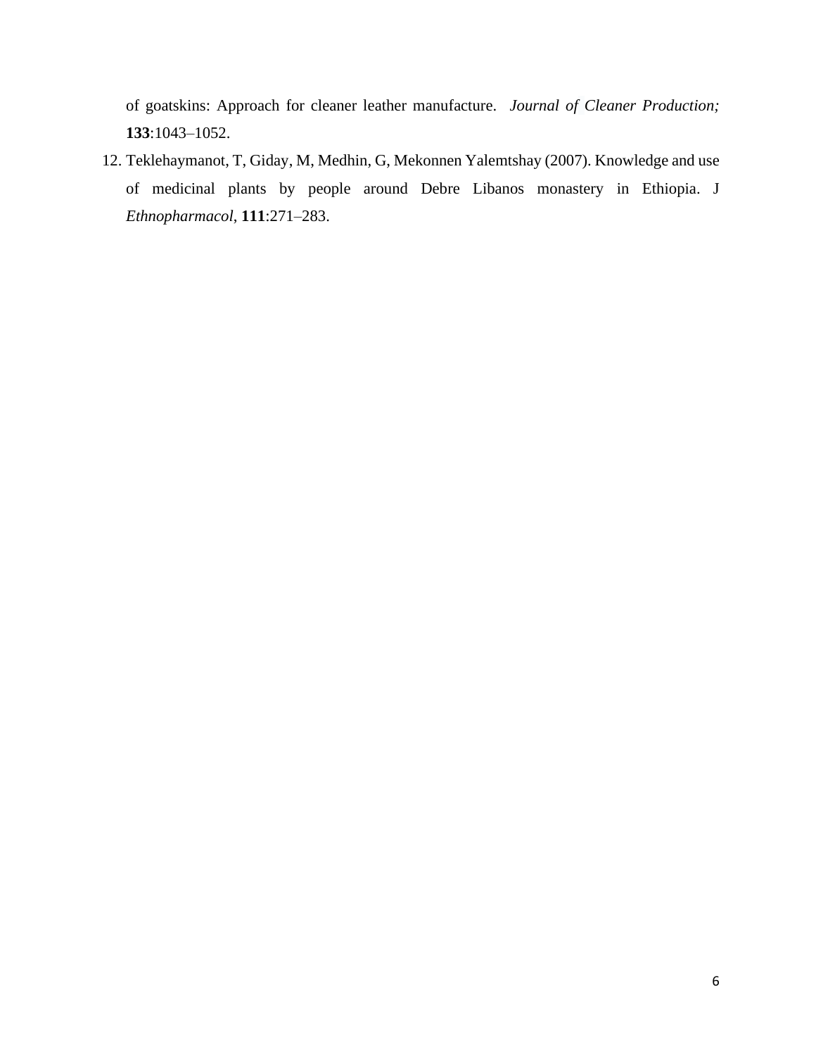of goatskins: Approach for cleaner leather manufacture. *Journal of Cleaner Production;* **133**:1043–1052.

12. Teklehaymanot, T, Giday, M, Medhin, G, Mekonnen Yalemtshay (2007). Knowledge and use of medicinal plants by people around Debre Libanos monastery in Ethiopia. J *Ethnopharmacol*, **111**:271–283.